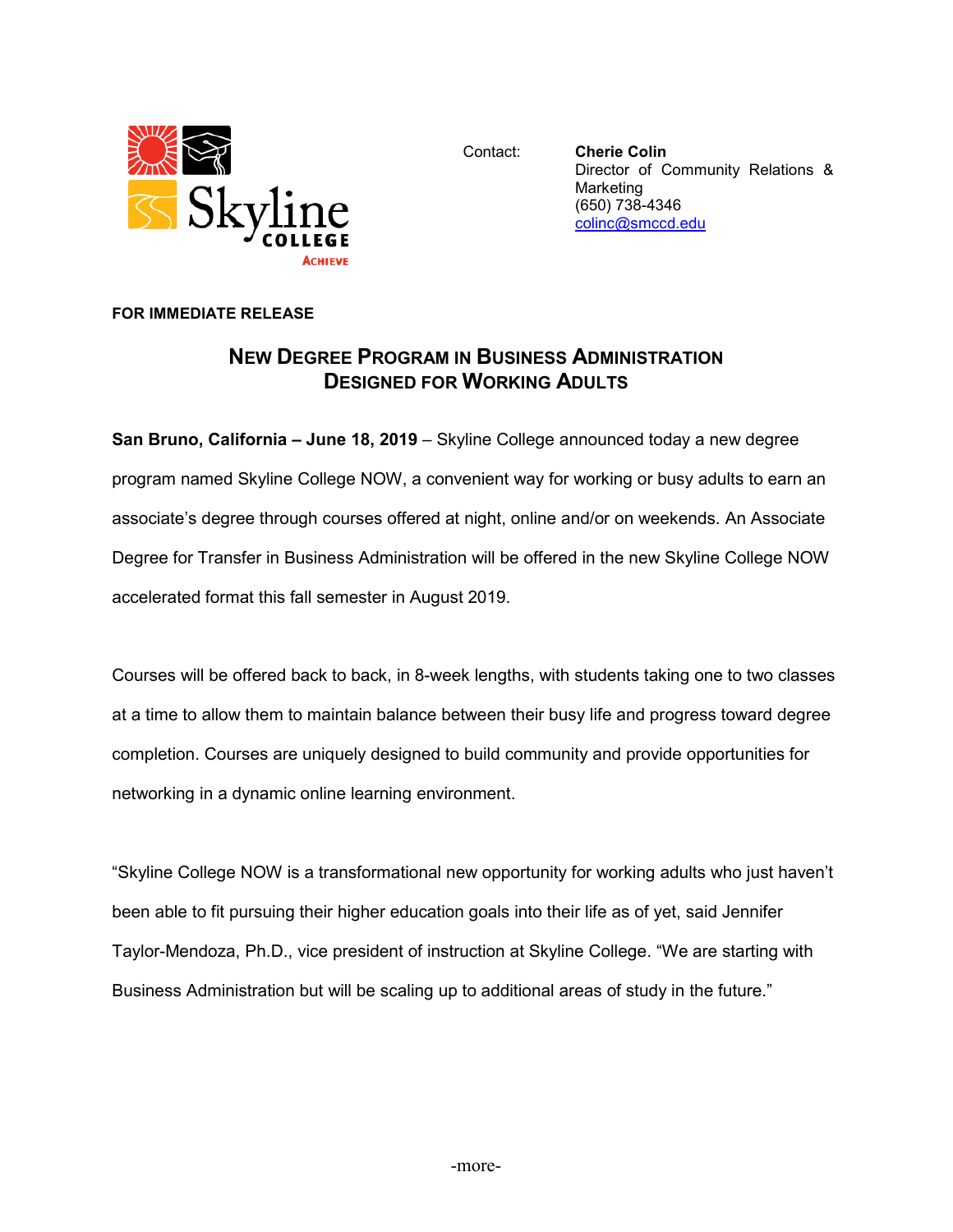Skyline College
ACHIEVE

Contact: **Cherie Colin**
Director of Community Relations & Marketing
(650) 738-4346
colinc@smccd.edu

**FOR IMMEDIATE RELEASE**

## NEW DEGREE PROGRAM IN BUSINESS ADMINISTRATION DESIGNED FOR WORKING ADULTS

**San Bruno, California – June 18, 2019** – Skyline College announced today a new degree program named Skyline College NOW, a convenient way for working or busy adults to earn an associate's degree through courses offered at night, online and/or on weekends. An Associate Degree for Transfer in Business Administration will be offered in the new Skyline College NOW accelerated format this fall semester in August 2019.

Courses will be offered back to back, in 8-week lengths, with students taking one to two classes at a time to allow them to maintain balance between their busy life and progress toward degree completion. Courses are uniquely designed to build community and provide opportunities for networking in a dynamic online learning environment.

"Skyline College NOW is a transformational new opportunity for working adults who just haven't been able to fit pursuing their higher education goals into their life as of yet, said Jennifer Taylor-Mendoza, Ph.D., vice president of instruction at Skyline College. "We are starting with Business Administration but will be scaling up to additional areas of study in the future."

-more-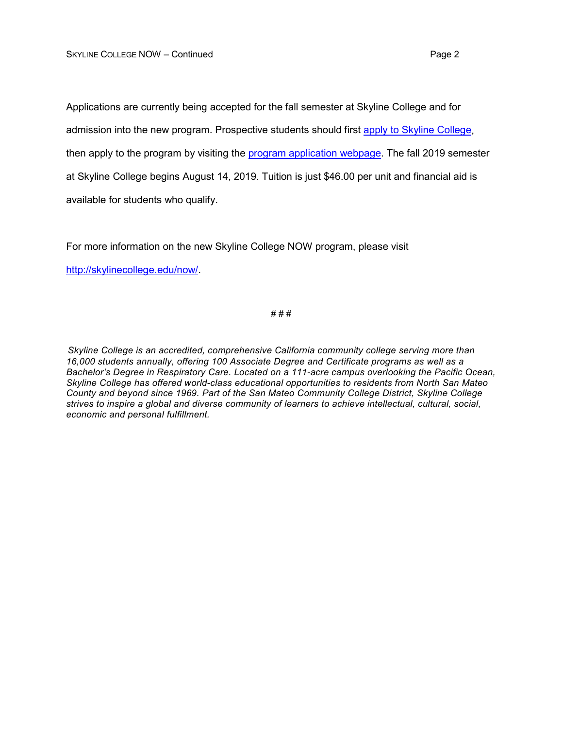Applications are currently being accepted for the fall semester at Skyline College and for admission into the new program. Prospective students should first apply to Skyline College, then apply to the program by visiting the program application webpage. The fall 2019 semester at Skyline College begins August 14, 2019. Tuition is just $46.00 per unit and financial aid is available for students who qualify.

For more information on the new Skyline College NOW program, please visit http://skylinecollege.edu/now/.

# # #

*Skyline College is an accredited, comprehensive California community college serving more than 16,000 students annually, offering 100 Associate Degree and Certificate programs as well as a Bachelor's Degree in Respiratory Care. Located on a 111-acre campus overlooking the Pacific Ocean, Skyline College has offered world-class educational opportunities to residents from North San Mateo County and beyond since 1969. Part of the San Mateo Community College District, Skyline College strives to inspire a global and diverse community of learners to achieve intellectual, cultural, social, economic and personal fulfillment.*